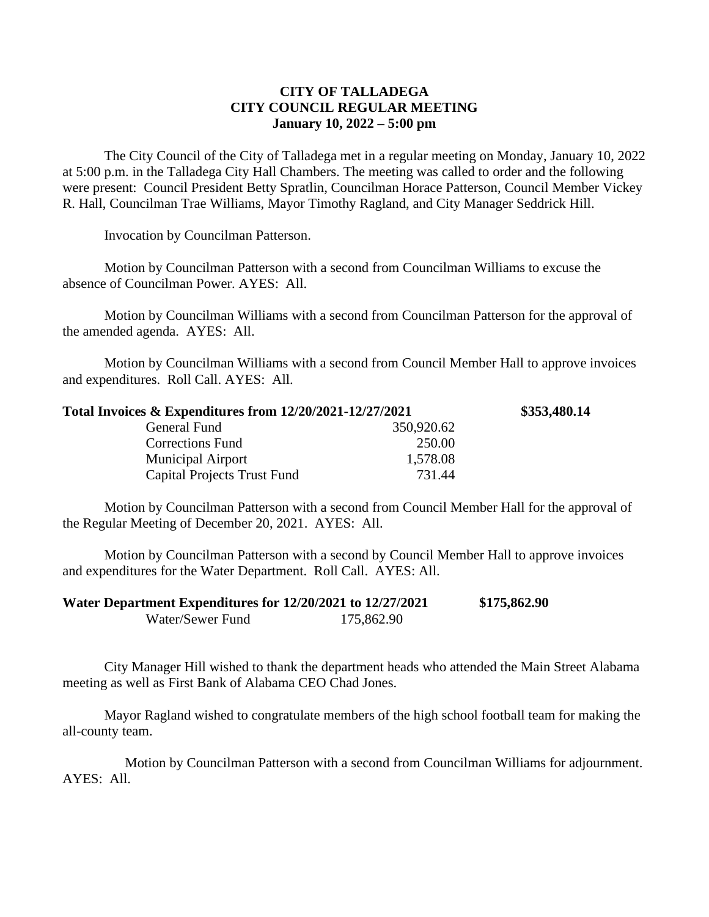**CITY OF TALLADEGA**
**CITY COUNCIL REGULAR MEETING**
**January 10, 2022 – 5:00 pm**

The City Council of the City of Talladega met in a regular meeting on Monday, January 10, 2022 at 5:00 p.m. in the Talladega City Hall Chambers. The meeting was called to order and the following were present: Council President Betty Spratlin, Councilman Horace Patterson, Council Member Vickey R. Hall, Councilman Trae Williams, Mayor Timothy Ragland, and City Manager Seddrick Hill.

Invocation by Councilman Patterson.

Motion by Councilman Patterson with a second from Councilman Williams to excuse the absence of Councilman Power. AYES: All.

Motion by Councilman Williams with a second from Councilman Patterson for the approval of the amended agenda. AYES: All.

Motion by Councilman Williams with a second from Council Member Hall to approve invoices and expenditures. Roll Call. AYES: All.

| **Total Invoices & Expenditures from 12/20/2021-12/27/2021** | | **$353,480.14** |
|---|---|---|
| General Fund | 350,920.62 | |
| Corrections Fund | 250.00 | |
| Municipal Airport | 1,578.08 | |
| Capital Projects Trust Fund | 731.44 | |

Motion by Councilman Patterson with a second from Council Member Hall for the approval of the Regular Meeting of December 20, 2021. AYES: All.

Motion by Councilman Patterson with a second by Council Member Hall to approve invoices and expenditures for the Water Department. Roll Call. AYES: All.

| **Water Department Expenditures for 12/20/2021 to 12/27/2021** | | **$175,862.90** |
|---|---|---|
| Water/Sewer Fund | 175,862.90 | |

City Manager Hill wished to thank the department heads who attended the Main Street Alabama meeting as well as First Bank of Alabama CEO Chad Jones.

Mayor Ragland wished to congratulate members of the high school football team for making the all-county team.

Motion by Councilman Patterson with a second from Councilman Williams for adjournment. AYES: All.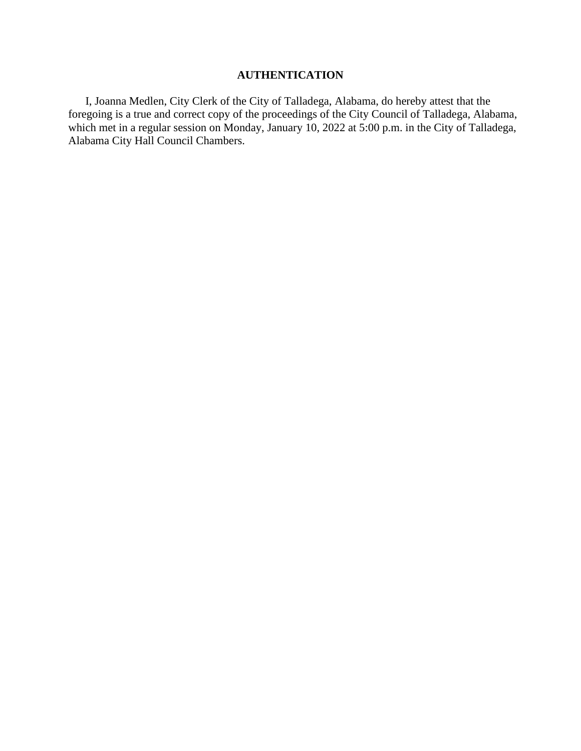# AUTHENTICATION

I, Joanna Medlen, City Clerk of the City of Talladega, Alabama, do hereby attest that the foregoing is a true and correct copy of the proceedings of the City Council of Talladega, Alabama, which met in a regular session on Monday, January 10, 2022 at 5:00 p.m. in the City of Talladega, Alabama City Hall Council Chambers.